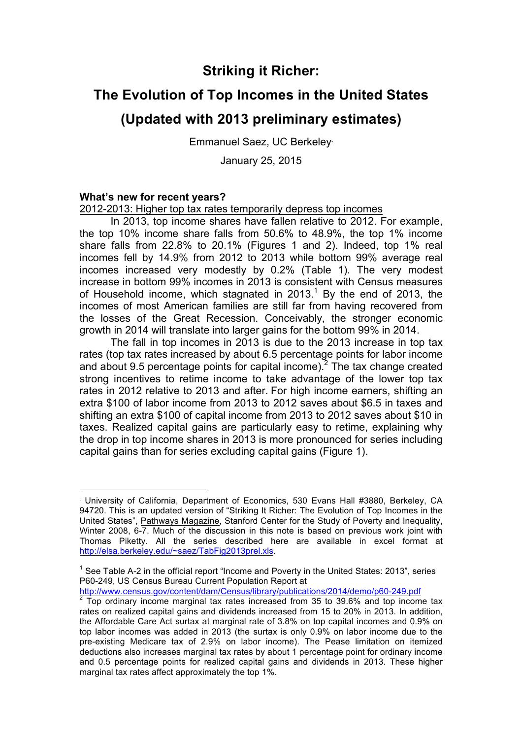# Striking it Richer:

# The Evolution of Top Incomes in the United States

# (Updated with 2013 preliminary estimates)

Emmanuel Saez, UC Berkeley[·]

January 25, 2015

### What's new for recent years?

2012-2013: Higher top tax rates temporarily depress top incomes

In 2013, top income shares have fallen relative to 2012. For example, the top 10% income share falls from 50.6% to 48.9%, the top 1% income share falls from 22.8% to 20.1% (Figures 1 and 2). Indeed, top 1% real incomes fell by 14.9% from 2012 to 2013 while bottom 99% average real incomes increased very modestly by 0.2% (Table 1). The very modest increase in bottom 99% incomes in 2013 is consistent with Census measures of Household income, which stagnated in 2013.[1] By the end of 2013, the incomes of most American families are still far from having recovered from the losses of the Great Recession. Conceivably, the stronger economic growth in 2014 will translate into larger gains for the bottom 99% in 2014.

The fall in top incomes in 2013 is due to the 2013 increase in top tax rates (top tax rates increased by about 6.5 percentage points for labor income and about 9.5 percentage points for capital income).[2] The tax change created strong incentives to retime income to take advantage of the lower top tax rates in 2012 relative to 2013 and after. For high income earners, shifting an extra $100 of labor income from 2013 to 2012 saves about $6.5 in taxes and shifting an extra $100 of capital income from 2013 to 2012 saves about $10 in taxes. Realized capital gains are particularly easy to retime, explaining why the drop in top income shares in 2013 is more pronounced for series including capital gains than for series excluding capital gains (Figure 1).

---

[·] University of California, Department of Economics, 530 Evans Hall #3880, Berkeley, CA 94720. This is an updated version of "Striking It Richer: The Evolution of Top Incomes in the United States", Pathways Magazine, Stanford Center for the Study of Poverty and Inequality, Winter 2008, 6-7. Much of the discussion in this note is based on previous work joint with Thomas Piketty. All the series described here are available in excel format at http://elsa.berkeley.edu/~saez/TabFig2013prel.xls.

[1] See Table A-2 in the official report "Income and Poverty in the United States: 2013", series P60-249, US Census Bureau Current Population Report at http://www.census.gov/content/dam/Census/library/publications/2014/demo/p60-249.pdf

[2] Top ordinary income marginal tax rates increased from 35 to 39.6% and top income tax rates on realized capital gains and dividends increased from 15 to 20% in 2013. In addition, the Affordable Care Act surtax at marginal rate of 3.8% on top capital incomes and 0.9% on top labor incomes was added in 2013 (the surtax is only 0.9% on labor income due to the pre-existing Medicare tax of 2.9% on labor income). The Pease limitation on itemized deductions also increases marginal tax rates by about 1 percentage point for ordinary income and 0.5 percentage points for realized capital gains and dividends in 2013. These higher marginal tax rates affect approximately the top 1%.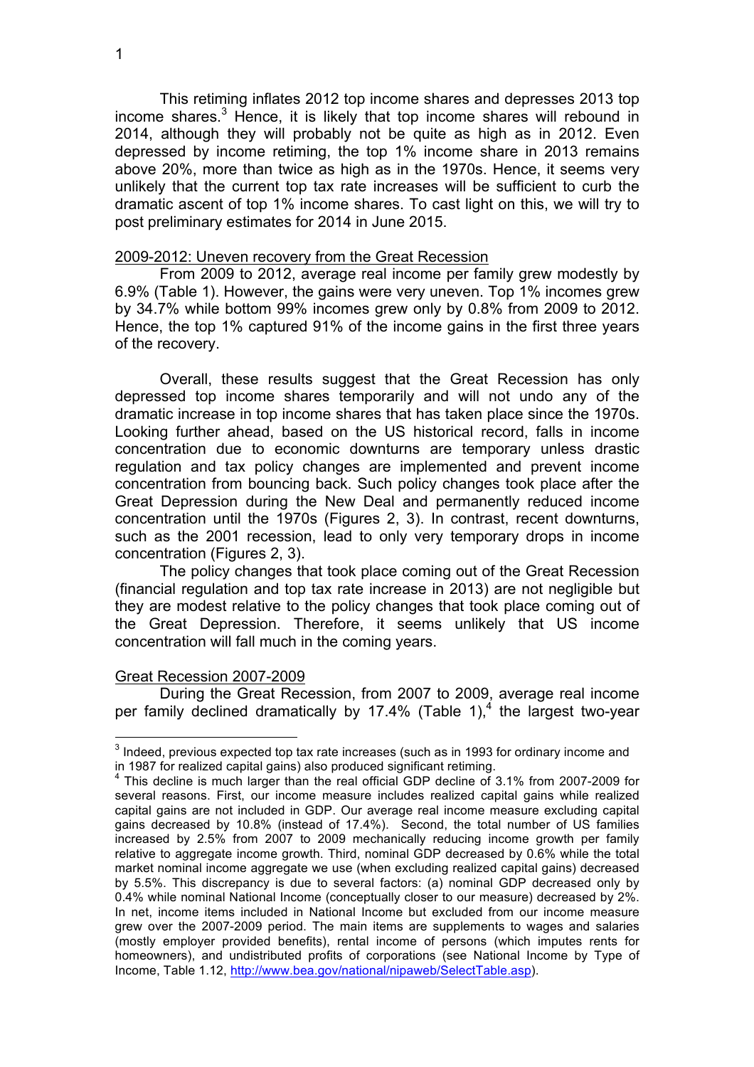This retiming inflates 2012 top income shares and depresses 2013 top income shares.[3] Hence, it is likely that top income shares will rebound in 2014, although they will probably not be quite as high as in 2012. Even depressed by income retiming, the top 1% income share in 2013 remains above 20%, more than twice as high as in the 1970s. Hence, it seems very unlikely that the current top tax rate increases will be sufficient to curb the dramatic ascent of top 1% income shares. To cast light on this, we will try to post preliminary estimates for 2014 in June 2015.

<u>2009-2012: Uneven recovery from the Great Recession</u>

From 2009 to 2012, average real income per family grew modestly by 6.9% (Table 1). However, the gains were very uneven. Top 1% incomes grew by 34.7% while bottom 99% incomes grew only by 0.8% from 2009 to 2012. Hence, the top 1% captured 91% of the income gains in the first three years of the recovery.

Overall, these results suggest that the Great Recession has only depressed top income shares temporarily and will not undo any of the dramatic increase in top income shares that has taken place since the 1970s. Looking further ahead, based on the US historical record, falls in income concentration due to economic downturns are temporary unless drastic regulation and tax policy changes are implemented and prevent income concentration from bouncing back. Such policy changes took place after the Great Depression during the New Deal and permanently reduced income concentration until the 1970s (Figures 2, 3). In contrast, recent downturns, such as the 2001 recession, lead to only very temporary drops in income concentration (Figures 2, 3).

The policy changes that took place coming out of the Great Recession (financial regulation and top tax rate increase in 2013) are not negligible but they are modest relative to the policy changes that took place coming out of the Great Depression. Therefore, it seems unlikely that US income concentration will fall much in the coming years.

<u>Great Recession 2007-2009</u>

During the Great Recession, from 2007 to 2009, average real income per family declined dramatically by 17.4% (Table 1),[4] the largest two-year

---

[3] Indeed, previous expected top tax rate increases (such as in 1993 for ordinary income and in 1987 for realized capital gains) also produced significant retiming.

[4] This decline is much larger than the real official GDP decline of 3.1% from 2007-2009 for several reasons. First, our income measure includes realized capital gains while realized capital gains are not included in GDP. Our average real income measure excluding capital gains decreased by 10.8% (instead of 17.4%). Second, the total number of US families increased by 2.5% from 2007 to 2009 mechanically reducing income growth per family relative to aggregate income growth. Third, nominal GDP decreased by 0.6% while the total market nominal income aggregate we use (when excluding realized capital gains) decreased by 5.5%. This discrepancy is due to several factors: (a) nominal GDP decreased only by 0.4% while nominal National Income (conceptually closer to our measure) decreased by 2%. In net, income items included in National Income but excluded from our income measure grew over the 2007-2009 period. The main items are supplements to wages and salaries (mostly employer provided benefits), rental income of persons (which imputes rents for homeowners), and undistributed profits of corporations (see National Income by Type of Income, Table 1.12, http://www.bea.gov/national/nipaweb/SelectTable.asp).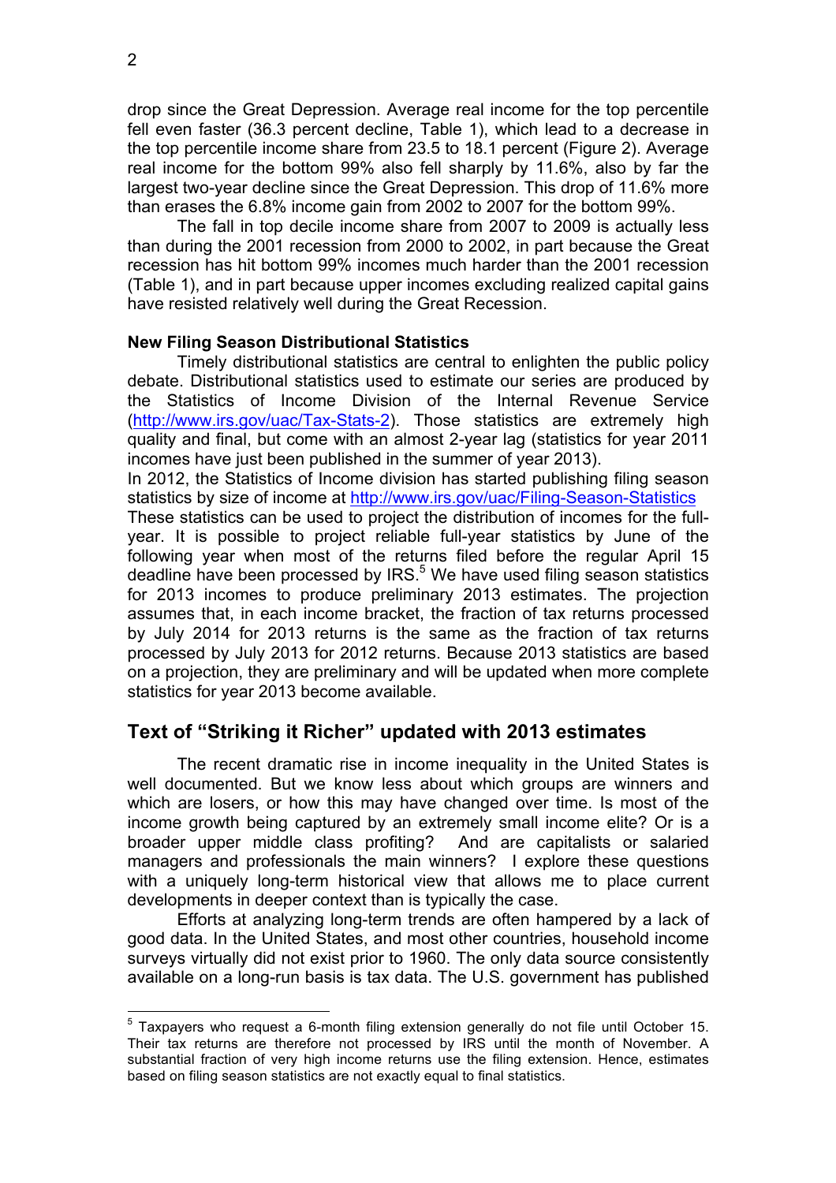drop since the Great Depression. Average real income for the top percentile fell even faster (36.3 percent decline, Table 1), which lead to a decrease in the top percentile income share from 23.5 to 18.1 percent (Figure 2). Average real income for the bottom 99% also fell sharply by 11.6%, also by far the largest two-year decline since the Great Depression. This drop of 11.6% more than erases the 6.8% income gain from 2002 to 2007 for the bottom 99%.

The fall in top decile income share from 2007 to 2009 is actually less than during the 2001 recession from 2000 to 2002, in part because the Great recession has hit bottom 99% incomes much harder than the 2001 recession (Table 1), and in part because upper incomes excluding realized capital gains have resisted relatively well during the Great Recession.

**New Filing Season Distributional Statistics**

Timely distributional statistics are central to enlighten the public policy debate. Distributional statistics used to estimate our series are produced by the Statistics of Income Division of the Internal Revenue Service (http://www.irs.gov/uac/Tax-Stats-2). Those statistics are extremely high quality and final, but come with an almost 2-year lag (statistics for year 2011 incomes have just been published in the summer of year 2013).

In 2012, the Statistics of Income division has started publishing filing season statistics by size of income at http://www.irs.gov/uac/Filing-Season-Statistics These statistics can be used to project the distribution of incomes for the full-year. It is possible to project reliable full-year statistics by June of the following year when most of the returns filed before the regular April 15 deadline have been processed by IRS.[5] We have used filing season statistics for 2013 incomes to produce preliminary 2013 estimates. The projection assumes that, in each income bracket, the fraction of tax returns processed by July 2014 for 2013 returns is the same as the fraction of tax returns processed by July 2013 for 2012 returns. Because 2013 statistics are based on a projection, they are preliminary and will be updated when more complete statistics for year 2013 become available.

## Text of "Striking it Richer" updated with 2013 estimates

The recent dramatic rise in income inequality in the United States is well documented. But we know less about which groups are winners and which are losers, or how this may have changed over time. Is most of the income growth being captured by an extremely small income elite? Or is a broader upper middle class profiting? And are capitalists or salaried managers and professionals the main winners? I explore these questions with a uniquely long-term historical view that allows me to place current developments in deeper context than is typically the case.

Efforts at analyzing long-term trends are often hampered by a lack of good data. In the United States, and most other countries, household income surveys virtually did not exist prior to 1960. The only data source consistently available on a long-run basis is tax data. The U.S. government has published

[5] Taxpayers who request a 6-month filing extension generally do not file until October 15. Their tax returns are therefore not processed by IRS until the month of November. A substantial fraction of very high income returns use the filing extension. Hence, estimates based on filing season statistics are not exactly equal to final statistics.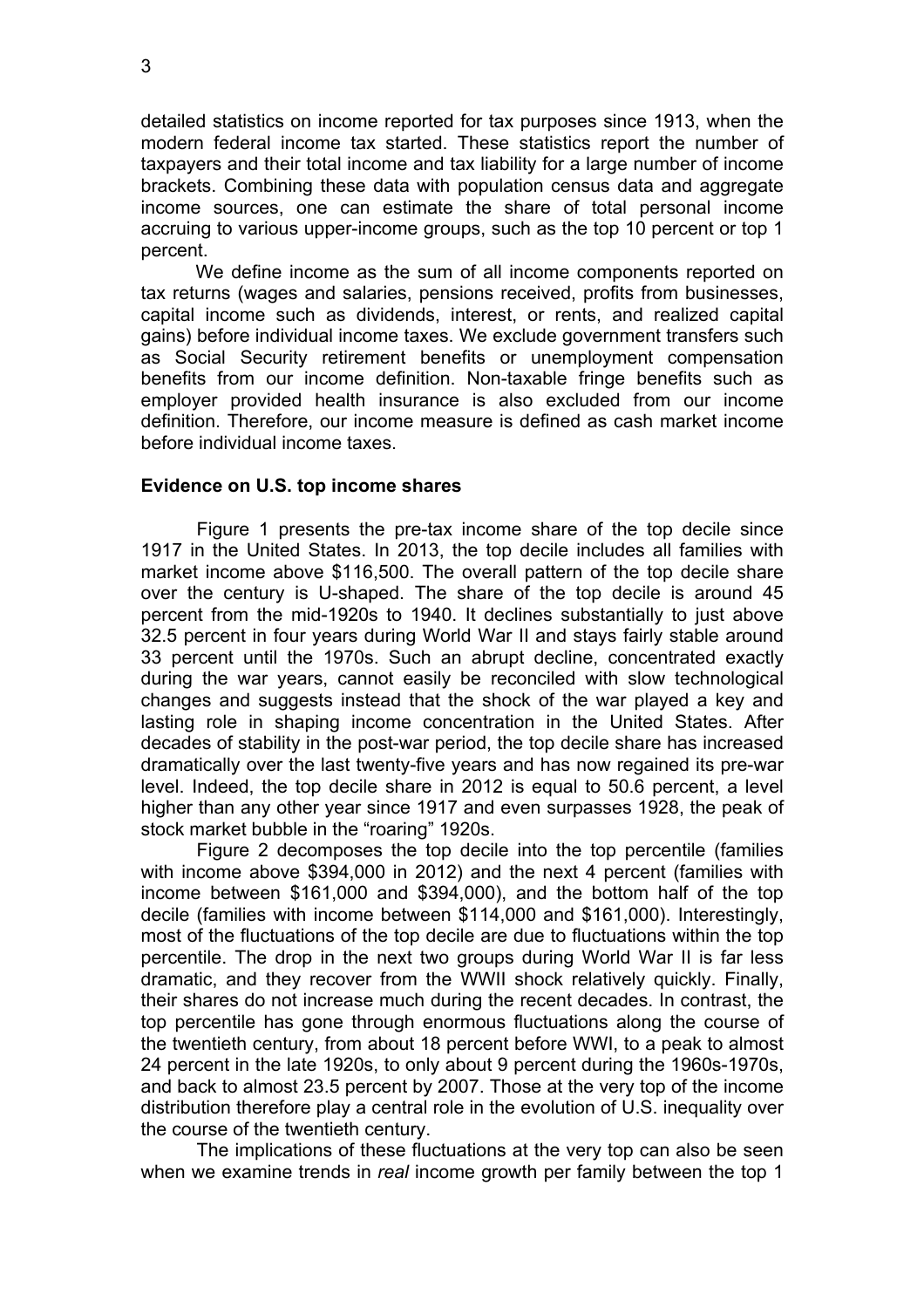detailed statistics on income reported for tax purposes since 1913, when the modern federal income tax started. These statistics report the number of taxpayers and their total income and tax liability for a large number of income brackets. Combining these data with population census data and aggregate income sources, one can estimate the share of total personal income accruing to various upper-income groups, such as the top 10 percent or top 1 percent.

We define income as the sum of all income components reported on tax returns (wages and salaries, pensions received, profits from businesses, capital income such as dividends, interest, or rents, and realized capital gains) before individual income taxes. We exclude government transfers such as Social Security retirement benefits or unemployment compensation benefits from our income definition. Non-taxable fringe benefits such as employer provided health insurance is also excluded from our income definition. Therefore, our income measure is defined as cash market income before individual income taxes.

**Evidence on U.S. top income shares**

Figure 1 presents the pre-tax income share of the top decile since 1917 in the United States. In 2013, the top decile includes all families with market income above $116,500. The overall pattern of the top decile share over the century is U-shaped. The share of the top decile is around 45 percent from the mid-1920s to 1940. It declines substantially to just above 32.5 percent in four years during World War II and stays fairly stable around 33 percent until the 1970s. Such an abrupt decline, concentrated exactly during the war years, cannot easily be reconciled with slow technological changes and suggests instead that the shock of the war played a key and lasting role in shaping income concentration in the United States. After decades of stability in the post-war period, the top decile share has increased dramatically over the last twenty-five years and has now regained its pre-war level. Indeed, the top decile share in 2012 is equal to 50.6 percent, a level higher than any other year since 1917 and even surpasses 1928, the peak of stock market bubble in the "roaring" 1920s.

Figure 2 decomposes the top decile into the top percentile (families with income above $394,000 in 2012) and the next 4 percent (families with income between $161,000 and $394,000), and the bottom half of the top decile (families with income between $114,000 and $161,000). Interestingly, most of the fluctuations of the top decile are due to fluctuations within the top percentile. The drop in the next two groups during World War II is far less dramatic, and they recover from the WWII shock relatively quickly. Finally, their shares do not increase much during the recent decades. In contrast, the top percentile has gone through enormous fluctuations along the course of the twentieth century, from about 18 percent before WWI, to a peak to almost 24 percent in the late 1920s, to only about 9 percent during the 1960s-1970s, and back to almost 23.5 percent by 2007. Those at the very top of the income distribution therefore play a central role in the evolution of U.S. inequality over the course of the twentieth century.

The implications of these fluctuations at the very top can also be seen when we examine trends in *real* income growth per family between the top 1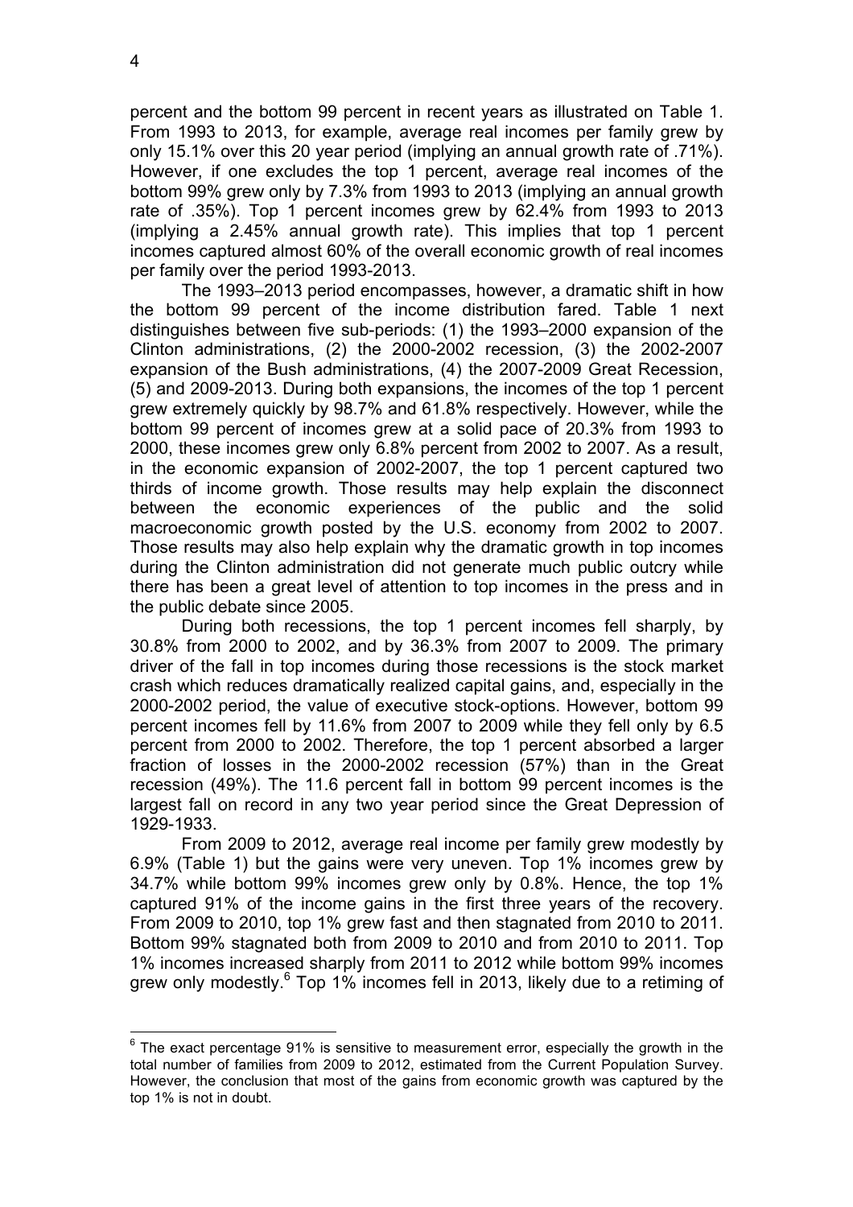percent and the bottom 99 percent in recent years as illustrated on Table 1. From 1993 to 2013, for example, average real incomes per family grew by only 15.1% over this 20 year period (implying an annual growth rate of .71%). However, if one excludes the top 1 percent, average real incomes of the bottom 99% grew only by 7.3% from 1993 to 2013 (implying an annual growth rate of .35%). Top 1 percent incomes grew by 62.4% from 1993 to 2013 (implying a 2.45% annual growth rate). This implies that top 1 percent incomes captured almost 60% of the overall economic growth of real incomes per family over the period 1993-2013.

The 1993–2013 period encompasses, however, a dramatic shift in how the bottom 99 percent of the income distribution fared. Table 1 next distinguishes between five sub-periods: (1) the 1993–2000 expansion of the Clinton administrations, (2) the 2000-2002 recession, (3) the 2002-2007 expansion of the Bush administrations, (4) the 2007-2009 Great Recession, (5) and 2009-2013. During both expansions, the incomes of the top 1 percent grew extremely quickly by 98.7% and 61.8% respectively. However, while the bottom 99 percent of incomes grew at a solid pace of 20.3% from 1993 to 2000, these incomes grew only 6.8% percent from 2002 to 2007. As a result, in the economic expansion of 2002-2007, the top 1 percent captured two thirds of income growth. Those results may help explain the disconnect between the economic experiences of the public and the solid macroeconomic growth posted by the U.S. economy from 2002 to 2007. Those results may also help explain why the dramatic growth in top incomes during the Clinton administration did not generate much public outcry while there has been a great level of attention to top incomes in the press and in the public debate since 2005.

During both recessions, the top 1 percent incomes fell sharply, by 30.8% from 2000 to 2002, and by 36.3% from 2007 to 2009. The primary driver of the fall in top incomes during those recessions is the stock market crash which reduces dramatically realized capital gains, and, especially in the 2000-2002 period, the value of executive stock-options. However, bottom 99 percent incomes fell by 11.6% from 2007 to 2009 while they fell only by 6.5 percent from 2000 to 2002. Therefore, the top 1 percent absorbed a larger fraction of losses in the 2000-2002 recession (57%) than in the Great recession (49%). The 11.6 percent fall in bottom 99 percent incomes is the largest fall on record in any two year period since the Great Depression of 1929-1933.

From 2009 to 2012, average real income per family grew modestly by 6.9% (Table 1) but the gains were very uneven. Top 1% incomes grew by 34.7% while bottom 99% incomes grew only by 0.8%. Hence, the top 1% captured 91% of the income gains in the first three years of the recovery. From 2009 to 2010, top 1% grew fast and then stagnated from 2010 to 2011. Bottom 99% stagnated both from 2009 to 2010 and from 2010 to 2011. Top 1% incomes increased sharply from 2011 to 2012 while bottom 99% incomes grew only modestly.[6] Top 1% incomes fell in 2013, likely due to a retiming of

[6] The exact percentage 91% is sensitive to measurement error, especially the growth in the total number of families from 2009 to 2012, estimated from the Current Population Survey. However, the conclusion that most of the gains from economic growth was captured by the top 1% is not in doubt.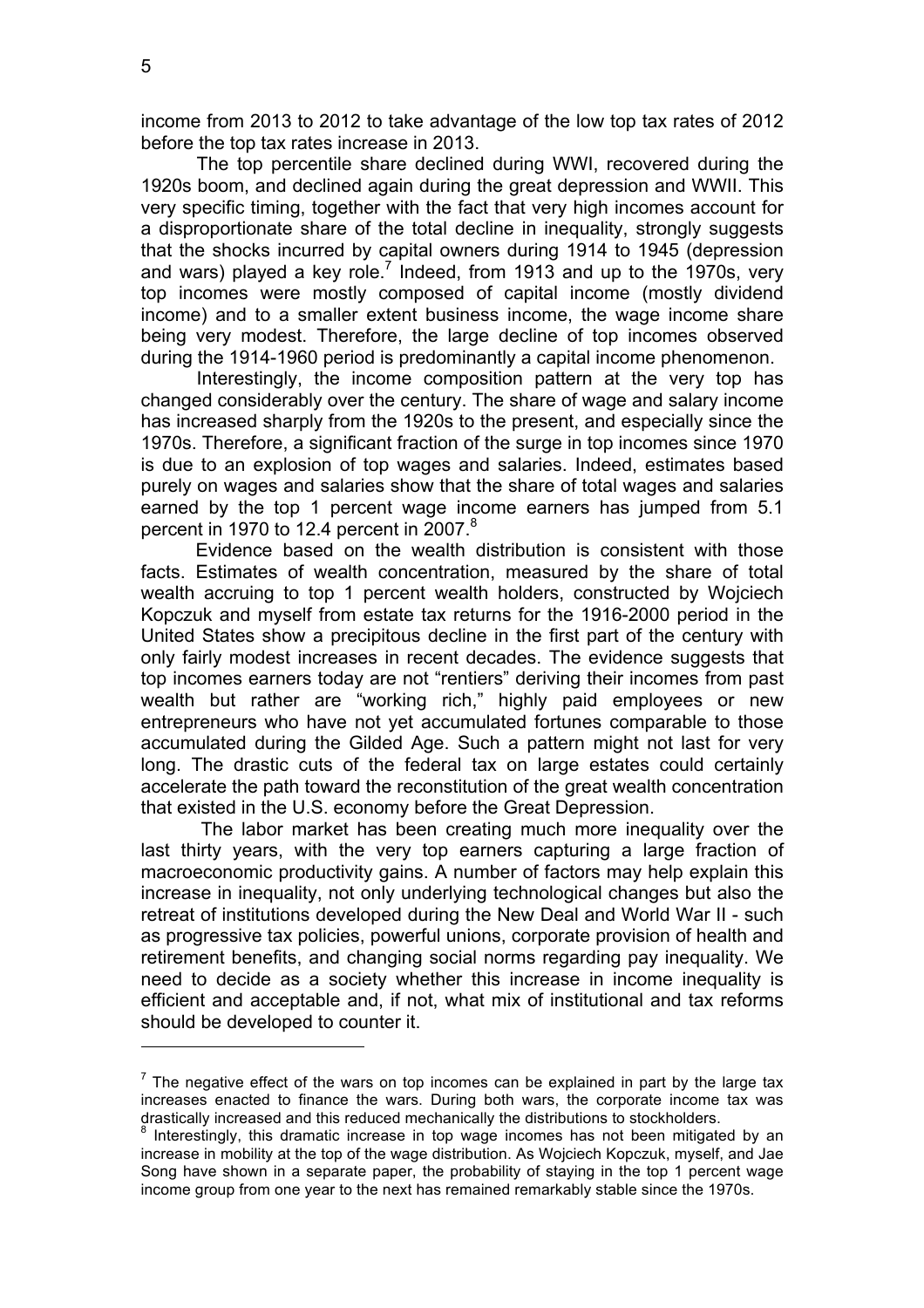income from 2013 to 2012 to take advantage of the low top tax rates of 2012 before the top tax rates increase in 2013.

The top percentile share declined during WWI, recovered during the 1920s boom, and declined again during the great depression and WWII. This very specific timing, together with the fact that very high incomes account for a disproportionate share of the total decline in inequality, strongly suggests that the shocks incurred by capital owners during 1914 to 1945 (depression and wars) played a key role.[7] Indeed, from 1913 and up to the 1970s, very top incomes were mostly composed of capital income (mostly dividend income) and to a smaller extent business income, the wage income share being very modest. Therefore, the large decline of top incomes observed during the 1914-1960 period is predominantly a capital income phenomenon.

Interestingly, the income composition pattern at the very top has changed considerably over the century. The share of wage and salary income has increased sharply from the 1920s to the present, and especially since the 1970s. Therefore, a significant fraction of the surge in top incomes since 1970 is due to an explosion of top wages and salaries. Indeed, estimates based purely on wages and salaries show that the share of total wages and salaries earned by the top 1 percent wage income earners has jumped from 5.1 percent in 1970 to 12.4 percent in 2007.[8]

Evidence based on the wealth distribution is consistent with those facts. Estimates of wealth concentration, measured by the share of total wealth accruing to top 1 percent wealth holders, constructed by Wojciech Kopczuk and myself from estate tax returns for the 1916-2000 period in the United States show a precipitous decline in the first part of the century with only fairly modest increases in recent decades. The evidence suggests that top incomes earners today are not "rentiers" deriving their incomes from past wealth but rather are "working rich," highly paid employees or new entrepreneurs who have not yet accumulated fortunes comparable to those accumulated during the Gilded Age. Such a pattern might not last for very long. The drastic cuts of the federal tax on large estates could certainly accelerate the path toward the reconstitution of the great wealth concentration that existed in the U.S. economy before the Great Depression.

The labor market has been creating much more inequality over the last thirty years, with the very top earners capturing a large fraction of macroeconomic productivity gains. A number of factors may help explain this increase in inequality, not only underlying technological changes but also the retreat of institutions developed during the New Deal and World War II - such as progressive tax policies, powerful unions, corporate provision of health and retirement benefits, and changing social norms regarding pay inequality. We need to decide as a society whether this increase in income inequality is efficient and acceptable and, if not, what mix of institutional and tax reforms should be developed to counter it.

---

[7] The negative effect of the wars on top incomes can be explained in part by the large tax increases enacted to finance the wars. During both wars, the corporate income tax was drastically increased and this reduced mechanically the distributions to stockholders.

[8] Interestingly, this dramatic increase in top wage incomes has not been mitigated by an increase in mobility at the top of the wage distribution. As Wojciech Kopczuk, myself, and Jae Song have shown in a separate paper, the probability of staying in the top 1 percent wage income group from one year to the next has remained remarkably stable since the 1970s.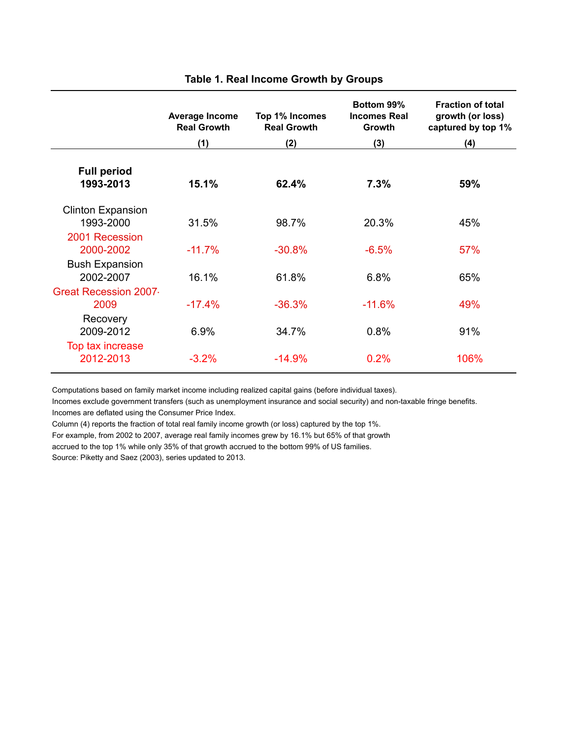## Table 1. Real Income Growth by Groups

| | Average Income Real Growth | Top 1% Incomes Real Growth | Bottom 99% Incomes Real Growth | Fraction of total growth (or loss) captured by top 1% |
|---|---|---|---|---|
| | (1) | (2) | (3) | (4) |
| **Full period 1993-2013** | **15.1%** | **62.4%** | **7.3%** | **59%** |
| Clinton Expansion 1993-2000 | 31.5% | 98.7% | 20.3% | 45% |
| 2001 Recession 2000-2002 | -11.7% | -30.8% | -6.5% | 57% |
| Bush Expansion 2002-2007 | 16.1% | 61.8% | 6.8% | 65% |
| Great Recession 2007-2009 | -17.4% | -36.3% | -11.6% | 49% |
| Recovery 2009-2012 | 6.9% | 34.7% | 0.8% | 91% |
| Top tax increase 2012-2013 | -3.2% | -14.9% | 0.2% | 106% |

Computations based on family market income including realized capital gains (before individual taxes).
Incomes exclude government transfers (such as unemployment insurance and social security) and non-taxable fringe benefits.
Incomes are deflated using the Consumer Price Index.
Column (4) reports the fraction of total real family income growth (or loss) captured by the top 1%.
For example, from 2002 to 2007, average real family incomes grew by 16.1% but 65% of that growth accrued to the top 1% while only 35% of that growth accrued to the bottom 99% of US families.
Source: Piketty and Saez (2003), series updated to 2013.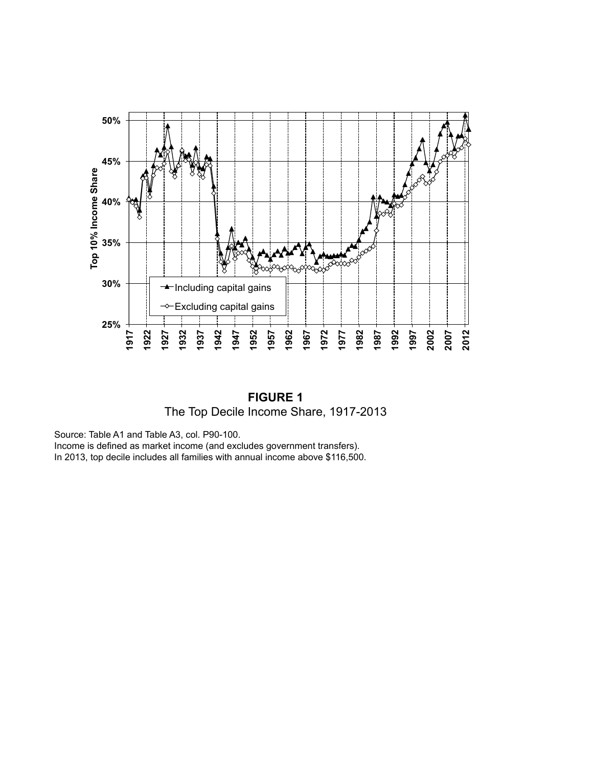**FIGURE 1**
The Top Decile Income Share, 1917-2013

Source: Table A1 and Table A3, col. P90-100.
Income is defined as market income (and excludes government transfers).
In 2013, top decile includes all families with annual income above $116,500.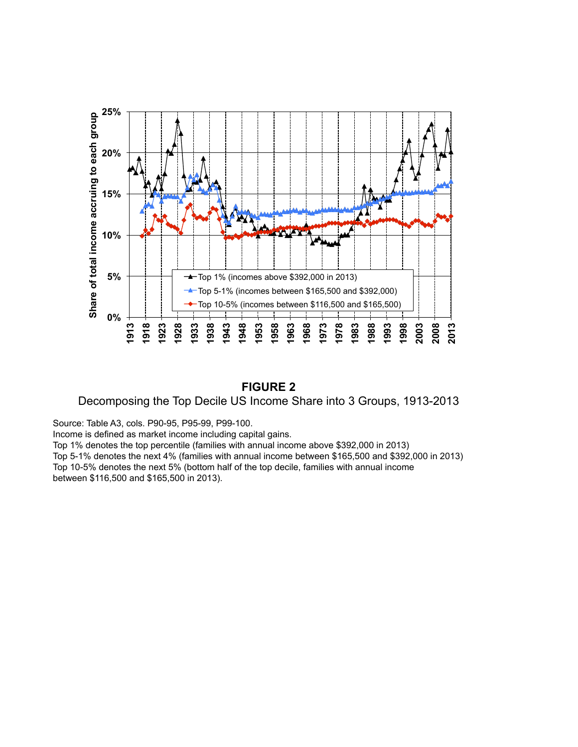**FIGURE 2**

Decomposing the Top Decile US Income Share into 3 Groups, 1913-2013

Source: Table A3, cols. P90-95, P95-99, P99-100.
Income is defined as market income including capital gains.
Top 1% denotes the top percentile (families with annual income above $392,000 in 2013)
Top 5-1% denotes the next 4% (families with annual income between $165,500 and $392,000 in 2013)
Top 10-5% denotes the next 5% (bottom half of the top decile, families with annual income between $116,500 and $165,500 in 2013).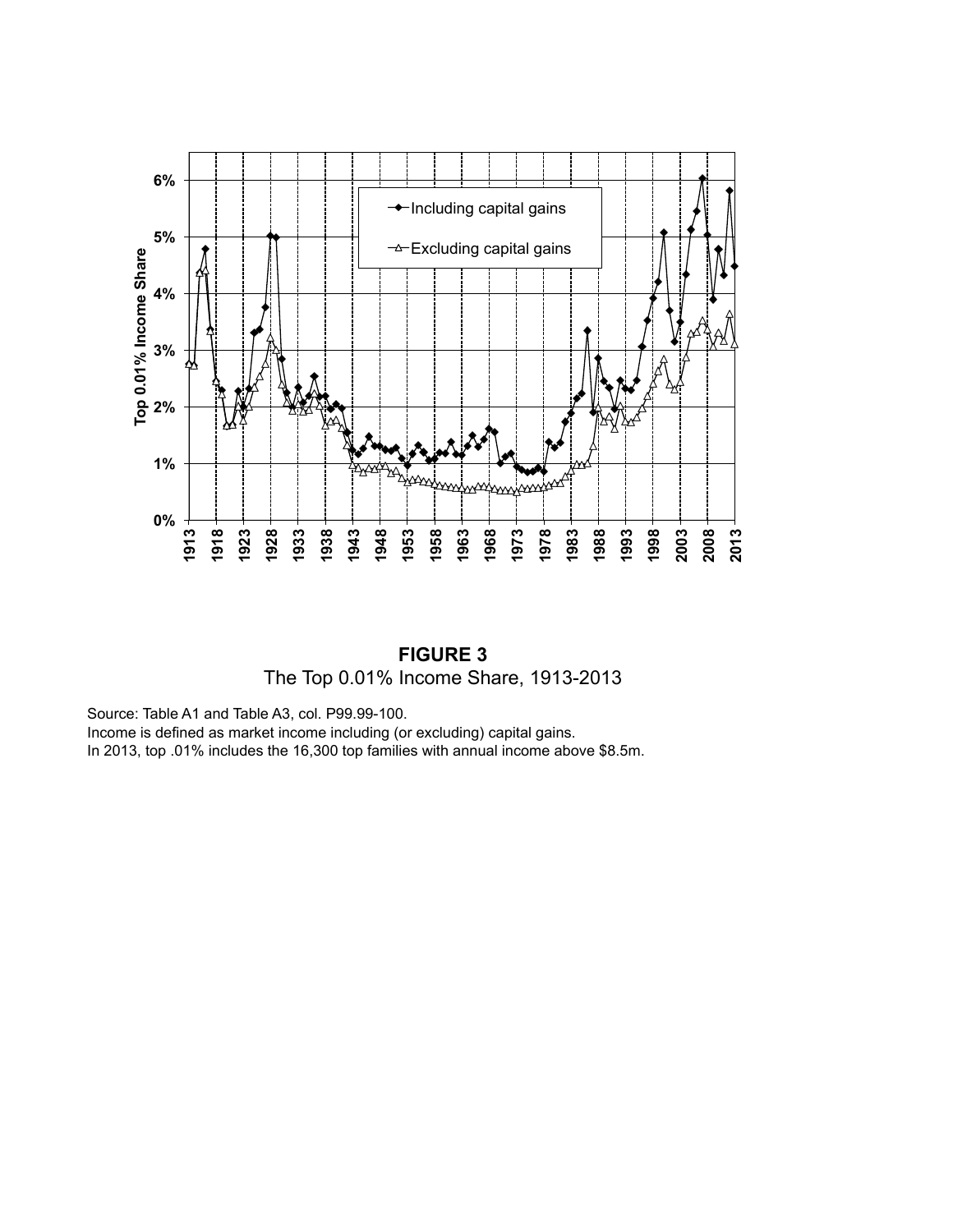Top 0.01% Income Share

6%
5%
4%
3%
2%
1%
0%

1913
1918
1923
1928
1933
1938
1943
1948
1953
1958
1963
1968
1973
1978
1983
1988
1993
1998
2003
2008
2013

Including capital gains

Excluding capital gains

**FIGURE 3**

The Top 0.01% Income Share, 1913-2013

Source: Table A1 and Table A3, col. P99.99-100.
Income is defined as market income including (or excluding) capital gains.
In 2013, top .01% includes the 16,300 top families with annual income above $8.5m.